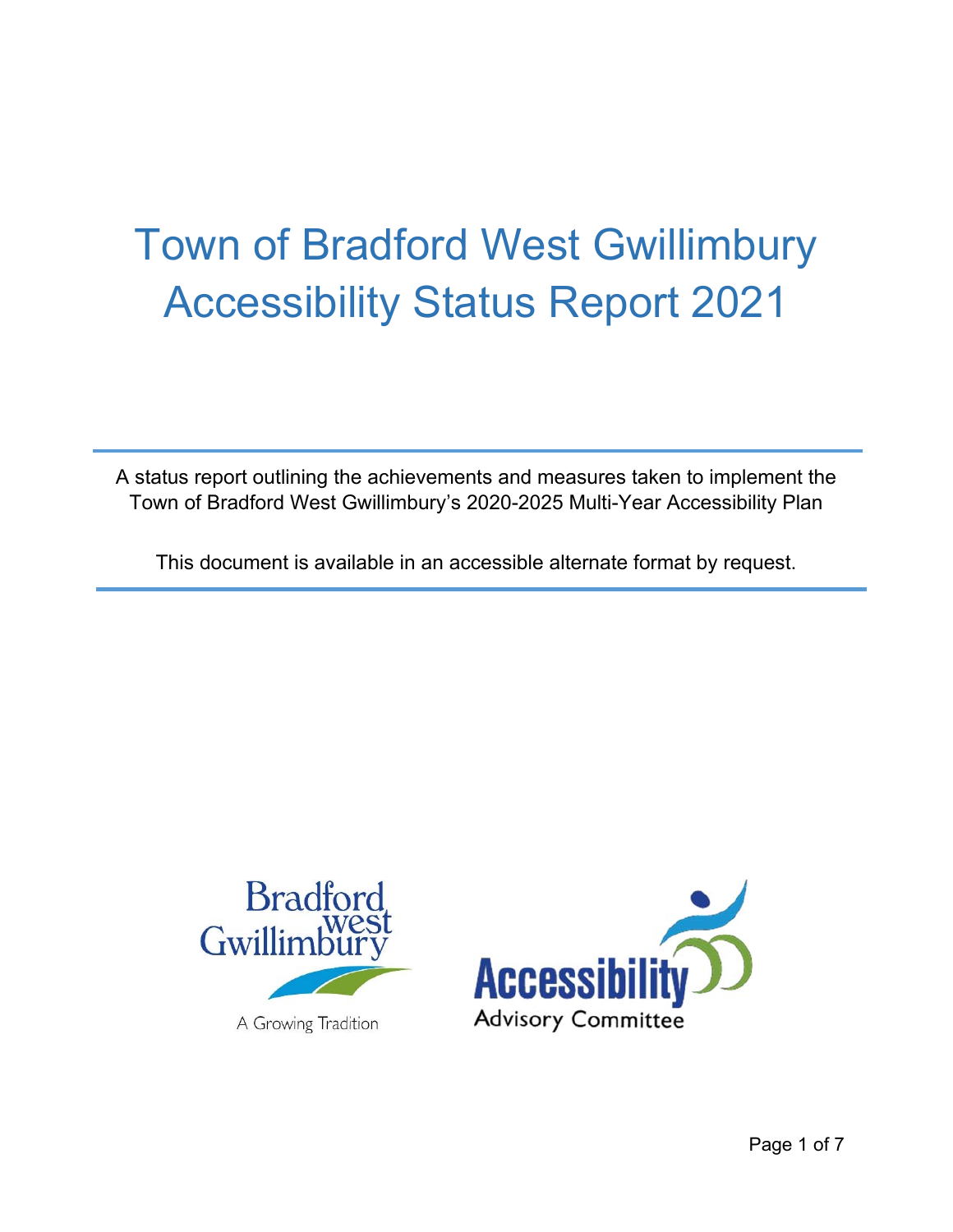# Town of Bradford West Gwillimbury Accessibility Status Report 2021

A status report outlining the achievements and measures taken to implement the Town of Bradford West Gwillimbury's 2020-2025 Multi-Year Accessibility Plan

This document is available in an accessible alternate format by request.

Bradford West Gwillimbury

A Growing Tradition

Accessibility Advisory Committee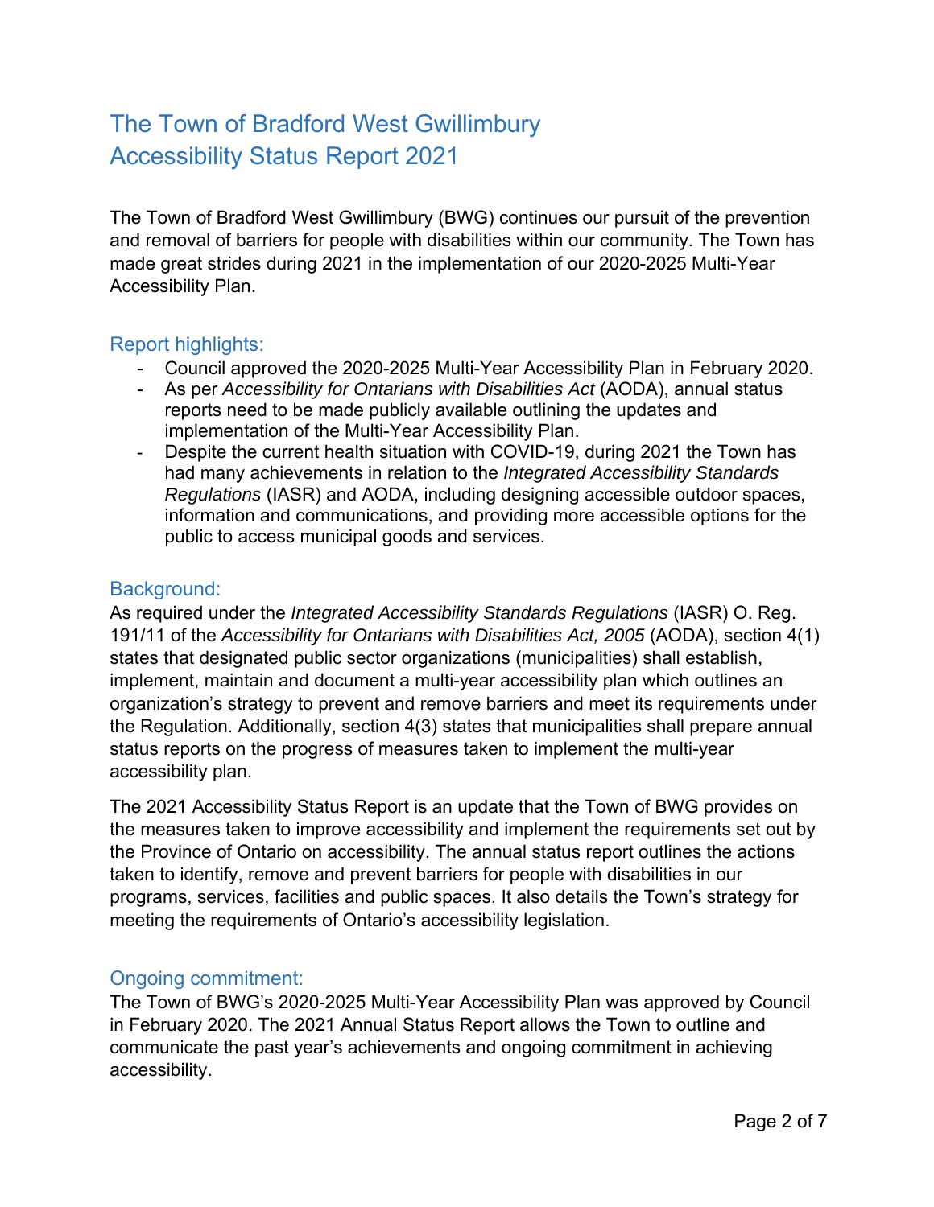# The Town of Bradford West Gwillimbury
# Accessibility Status Report 2021

The Town of Bradford West Gwillimbury (BWG) continues our pursuit of the prevention and removal of barriers for people with disabilities within our community. The Town has made great strides during 2021 in the implementation of our 2020-2025 Multi-Year Accessibility Plan.

## Report highlights:

- Council approved the 2020-2025 Multi-Year Accessibility Plan in February 2020.
- As per *Accessibility for Ontarians with Disabilities Act* (AODA), annual status reports need to be made publicly available outlining the updates and implementation of the Multi-Year Accessibility Plan.
- Despite the current health situation with COVID-19, during 2021 the Town has had many achievements in relation to the *Integrated Accessibility Standards Regulations* (IASR) and AODA, including designing accessible outdoor spaces, information and communications, and providing more accessible options for the public to access municipal goods and services.

## Background:

As required under the *Integrated Accessibility Standards Regulations* (IASR) O. Reg. 191/11 of the *Accessibility for Ontarians with Disabilities Act, 2005* (AODA), section 4(1) states that designated public sector organizations (municipalities) shall establish, implement, maintain and document a multi-year accessibility plan which outlines an organization's strategy to prevent and remove barriers and meet its requirements under the Regulation. Additionally, section 4(3) states that municipalities shall prepare annual status reports on the progress of measures taken to implement the multi-year accessibility plan.

The 2021 Accessibility Status Report is an update that the Town of BWG provides on the measures taken to improve accessibility and implement the requirements set out by the Province of Ontario on accessibility. The annual status report outlines the actions taken to identify, remove and prevent barriers for people with disabilities in our programs, services, facilities and public spaces. It also details the Town's strategy for meeting the requirements of Ontario's accessibility legislation.

## Ongoing commitment:

The Town of BWG's 2020-2025 Multi-Year Accessibility Plan was approved by Council in February 2020. The 2021 Annual Status Report allows the Town to outline and communicate the past year's achievements and ongoing commitment in achieving accessibility.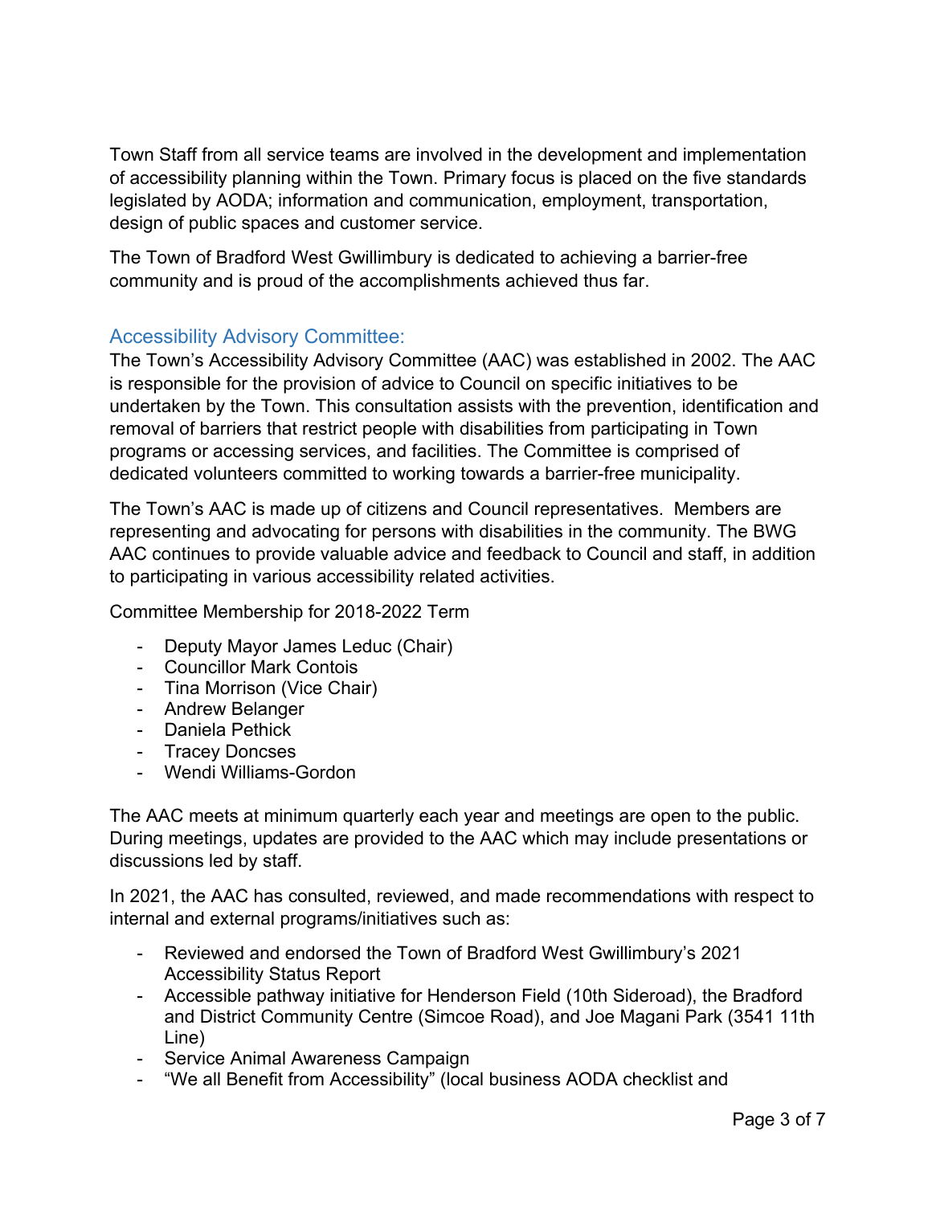Town Staff from all service teams are involved in the development and implementation of accessibility planning within the Town. Primary focus is placed on the five standards legislated by AODA; information and communication, employment, transportation, design of public spaces and customer service.

The Town of Bradford West Gwillimbury is dedicated to achieving a barrier-free community and is proud of the accomplishments achieved thus far.

## Accessibility Advisory Committee:

The Town's Accessibility Advisory Committee (AAC) was established in 2002. The AAC is responsible for the provision of advice to Council on specific initiatives to be undertaken by the Town. This consultation assists with the prevention, identification and removal of barriers that restrict people with disabilities from participating in Town programs or accessing services, and facilities. The Committee is comprised of dedicated volunteers committed to working towards a barrier-free municipality.

The Town's AAC is made up of citizens and Council representatives. Members are representing and advocating for persons with disabilities in the community. The BWG AAC continues to provide valuable advice and feedback to Council and staff, in addition to participating in various accessibility related activities.

Committee Membership for 2018-2022 Term

- Deputy Mayor James Leduc (Chair)
- Councillor Mark Contois
- Tina Morrison (Vice Chair)
- Andrew Belanger
- Daniela Pethick
- Tracey Doncses
- Wendi Williams-Gordon

The AAC meets at minimum quarterly each year and meetings are open to the public. During meetings, updates are provided to the AAC which may include presentations or discussions led by staff.

In 2021, the AAC has consulted, reviewed, and made recommendations with respect to internal and external programs/initiatives such as:

- Reviewed and endorsed the Town of Bradford West Gwillimbury's 2021 Accessibility Status Report
- Accessible pathway initiative for Henderson Field (10th Sideroad), the Bradford and District Community Centre (Simcoe Road), and Joe Magani Park (3541 11th Line)
- Service Animal Awareness Campaign
- "We all Benefit from Accessibility" (local business AODA checklist and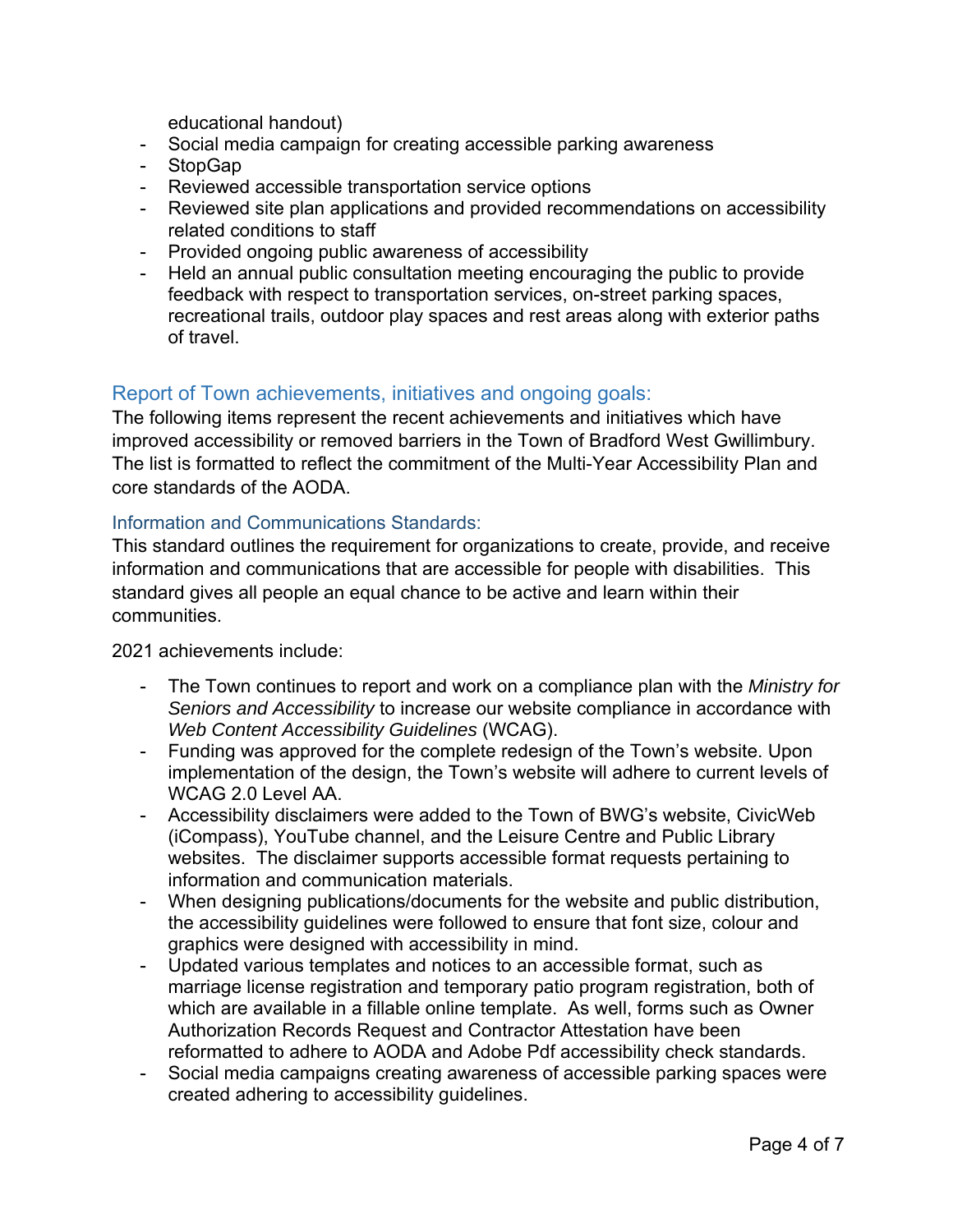educational handout)

- Social media campaign for creating accessible parking awareness
- StopGap
- Reviewed accessible transportation service options
- Reviewed site plan applications and provided recommendations on accessibility related conditions to staff
- Provided ongoing public awareness of accessibility
- Held an annual public consultation meeting encouraging the public to provide feedback with respect to transportation services, on-street parking spaces, recreational trails, outdoor play spaces and rest areas along with exterior paths of travel.

## Report of Town achievements, initiatives and ongoing goals:

The following items represent the recent achievements and initiatives which have improved accessibility or removed barriers in the Town of Bradford West Gwillimbury. The list is formatted to reflect the commitment of the Multi-Year Accessibility Plan and core standards of the AODA.

### Information and Communications Standards:

This standard outlines the requirement for organizations to create, provide, and receive information and communications that are accessible for people with disabilities. This standard gives all people an equal chance to be active and learn within their communities.

2021 achievements include:

- The Town continues to report and work on a compliance plan with the *Ministry for Seniors and Accessibility* to increase our website compliance in accordance with *Web Content Accessibility Guidelines* (WCAG).
- Funding was approved for the complete redesign of the Town's website. Upon implementation of the design, the Town's website will adhere to current levels of WCAG 2.0 Level AA.
- Accessibility disclaimers were added to the Town of BWG's website, CivicWeb (iCompass), YouTube channel, and the Leisure Centre and Public Library websites. The disclaimer supports accessible format requests pertaining to information and communication materials.
- When designing publications/documents for the website and public distribution, the accessibility guidelines were followed to ensure that font size, colour and graphics were designed with accessibility in mind.
- Updated various templates and notices to an accessible format, such as marriage license registration and temporary patio program registration, both of which are available in a fillable online template. As well, forms such as Owner Authorization Records Request and Contractor Attestation have been reformatted to adhere to AODA and Adobe Pdf accessibility check standards.
- Social media campaigns creating awareness of accessible parking spaces were created adhering to accessibility guidelines.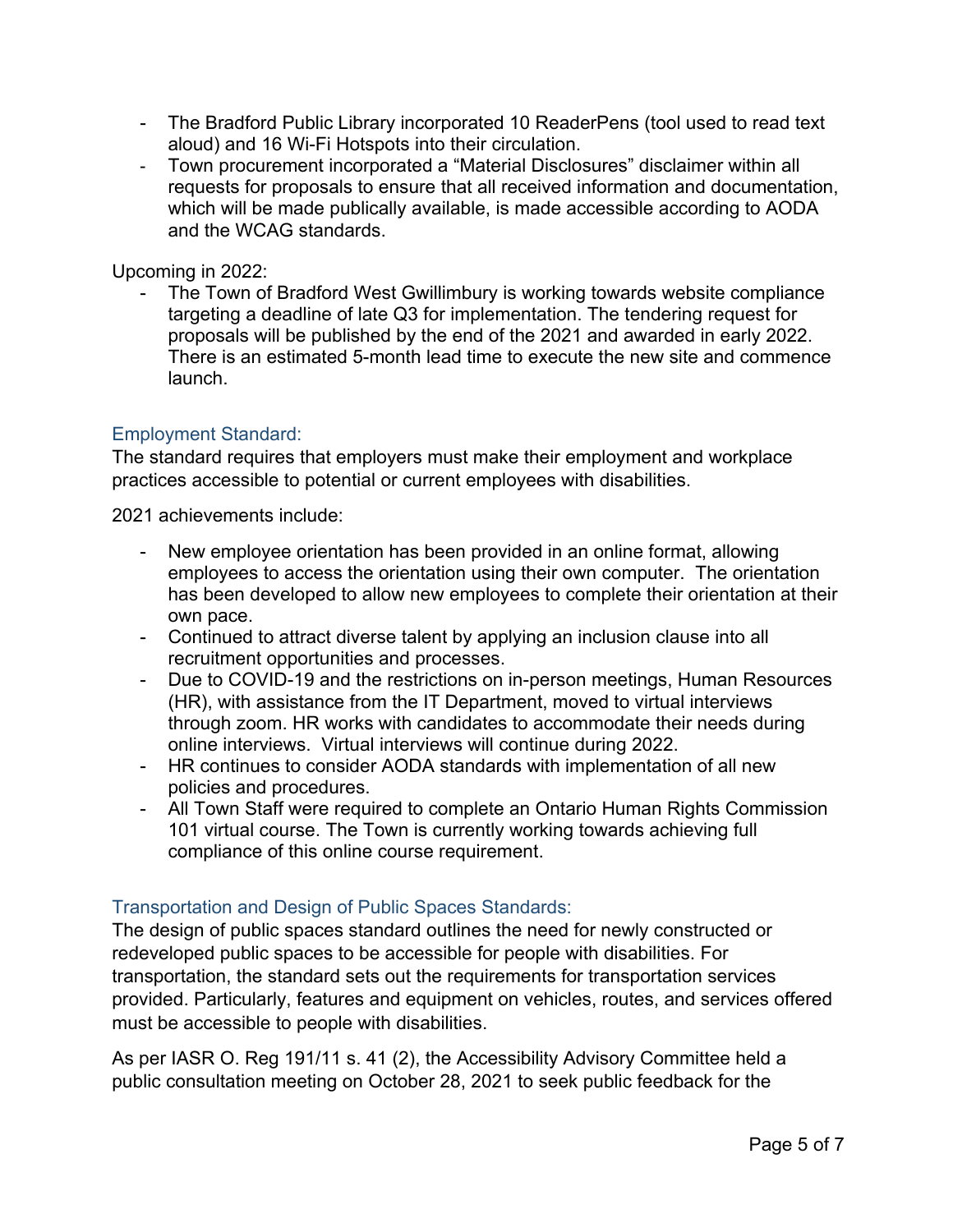- The Bradford Public Library incorporated 10 ReaderPens (tool used to read text aloud) and 16 Wi-Fi Hotspots into their circulation.
- Town procurement incorporated a "Material Disclosures" disclaimer within all requests for proposals to ensure that all received information and documentation, which will be made publically available, is made accessible according to AODA and the WCAG standards.

Upcoming in 2022:

- The Town of Bradford West Gwillimbury is working towards website compliance targeting a deadline of late Q3 for implementation. The tendering request for proposals will be published by the end of the 2021 and awarded in early 2022. There is an estimated 5-month lead time to execute the new site and commence launch.

### Employment Standard:

The standard requires that employers must make their employment and workplace practices accessible to potential or current employees with disabilities.

2021 achievements include:

- New employee orientation has been provided in an online format, allowing employees to access the orientation using their own computer. The orientation has been developed to allow new employees to complete their orientation at their own pace.
- Continued to attract diverse talent by applying an inclusion clause into all recruitment opportunities and processes.
- Due to COVID-19 and the restrictions on in-person meetings, Human Resources (HR), with assistance from the IT Department, moved to virtual interviews through zoom. HR works with candidates to accommodate their needs during online interviews. Virtual interviews will continue during 2022.
- HR continues to consider AODA standards with implementation of all new policies and procedures.
- All Town Staff were required to complete an Ontario Human Rights Commission 101 virtual course. The Town is currently working towards achieving full compliance of this online course requirement.

### Transportation and Design of Public Spaces Standards:

The design of public spaces standard outlines the need for newly constructed or redeveloped public spaces to be accessible for people with disabilities. For transportation, the standard sets out the requirements for transportation services provided. Particularly, features and equipment on vehicles, routes, and services offered must be accessible to people with disabilities.

As per IASR O. Reg 191/11 s. 41 (2), the Accessibility Advisory Committee held a public consultation meeting on October 28, 2021 to seek public feedback for the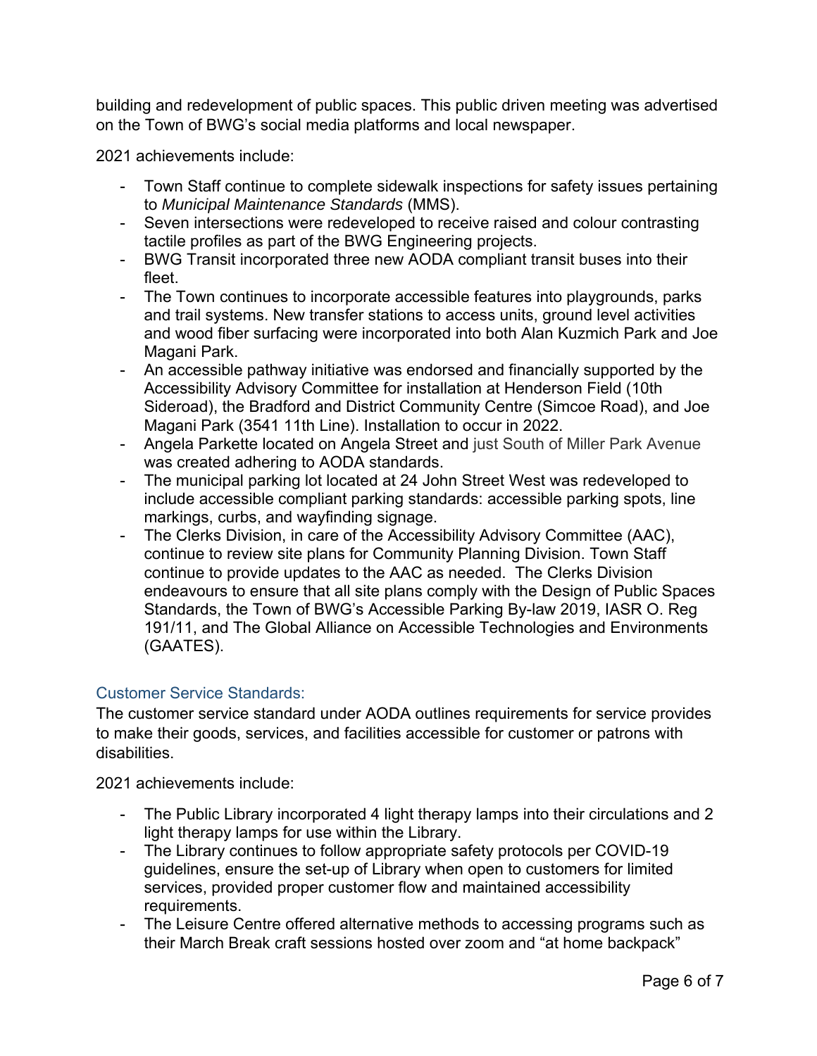building and redevelopment of public spaces. This public driven meeting was advertised on the Town of BWG's social media platforms and local newspaper.

2021 achievements include:

- Town Staff continue to complete sidewalk inspections for safety issues pertaining to *Municipal Maintenance Standards* (MMS).
- Seven intersections were redeveloped to receive raised and colour contrasting tactile profiles as part of the BWG Engineering projects.
- BWG Transit incorporated three new AODA compliant transit buses into their fleet.
- The Town continues to incorporate accessible features into playgrounds, parks and trail systems. New transfer stations to access units, ground level activities and wood fiber surfacing were incorporated into both Alan Kuzmich Park and Joe Magani Park.
- An accessible pathway initiative was endorsed and financially supported by the Accessibility Advisory Committee for installation at Henderson Field (10th Sideroad), the Bradford and District Community Centre (Simcoe Road), and Joe Magani Park (3541 11th Line). Installation to occur in 2022.
- Angela Parkette located on Angela Street and just South of Miller Park Avenue was created adhering to AODA standards.
- The municipal parking lot located at 24 John Street West was redeveloped to include accessible compliant parking standards: accessible parking spots, line markings, curbs, and wayfinding signage.
- The Clerks Division, in care of the Accessibility Advisory Committee (AAC), continue to review site plans for Community Planning Division. Town Staff continue to provide updates to the AAC as needed. The Clerks Division endeavours to ensure that all site plans comply with the Design of Public Spaces Standards, the Town of BWG's Accessible Parking By-law 2019, IASR O. Reg 191/11, and The Global Alliance on Accessible Technologies and Environments (GAATES).

### Customer Service Standards:

The customer service standard under AODA outlines requirements for service provides to make their goods, services, and facilities accessible for customer or patrons with disabilities.

2021 achievements include:

- The Public Library incorporated 4 light therapy lamps into their circulations and 2 light therapy lamps for use within the Library.
- The Library continues to follow appropriate safety protocols per COVID-19 guidelines, ensure the set-up of Library when open to customers for limited services, provided proper customer flow and maintained accessibility requirements.
- The Leisure Centre offered alternative methods to accessing programs such as their March Break craft sessions hosted over zoom and "at home backpack"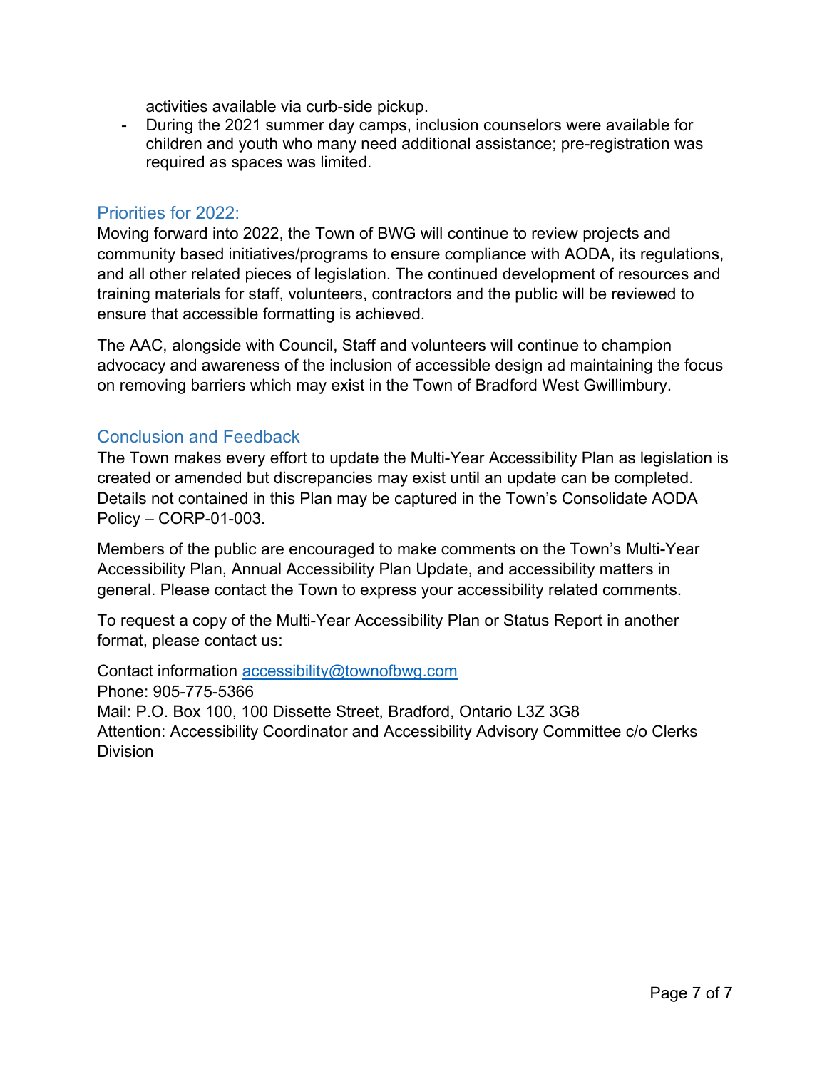activities available via curb-side pickup.

- During the 2021 summer day camps, inclusion counselors were available for children and youth who many need additional assistance; pre-registration was required as spaces was limited.

## Priorities for 2022:

Moving forward into 2022, the Town of BWG will continue to review projects and community based initiatives/programs to ensure compliance with AODA, its regulations, and all other related pieces of legislation. The continued development of resources and training materials for staff, volunteers, contractors and the public will be reviewed to ensure that accessible formatting is achieved.

The AAC, alongside with Council, Staff and volunteers will continue to champion advocacy and awareness of the inclusion of accessible design ad maintaining the focus on removing barriers which may exist in the Town of Bradford West Gwillimbury.

## Conclusion and Feedback

The Town makes every effort to update the Multi-Year Accessibility Plan as legislation is created or amended but discrepancies may exist until an update can be completed. Details not contained in this Plan may be captured in the Town's Consolidate AODA Policy – CORP-01-003.

Members of the public are encouraged to make comments on the Town's Multi-Year Accessibility Plan, Annual Accessibility Plan Update, and accessibility matters in general. Please contact the Town to express your accessibility related comments.

To request a copy of the Multi-Year Accessibility Plan or Status Report in another format, please contact us:

Contact information [accessibility@townofbwg.com](mailto:accessibility@townofbwg.com)
Phone: 905-775-5366
Mail: P.O. Box 100, 100 Dissette Street, Bradford, Ontario L3Z 3G8
Attention: Accessibility Coordinator and Accessibility Advisory Committee c/o Clerks Division